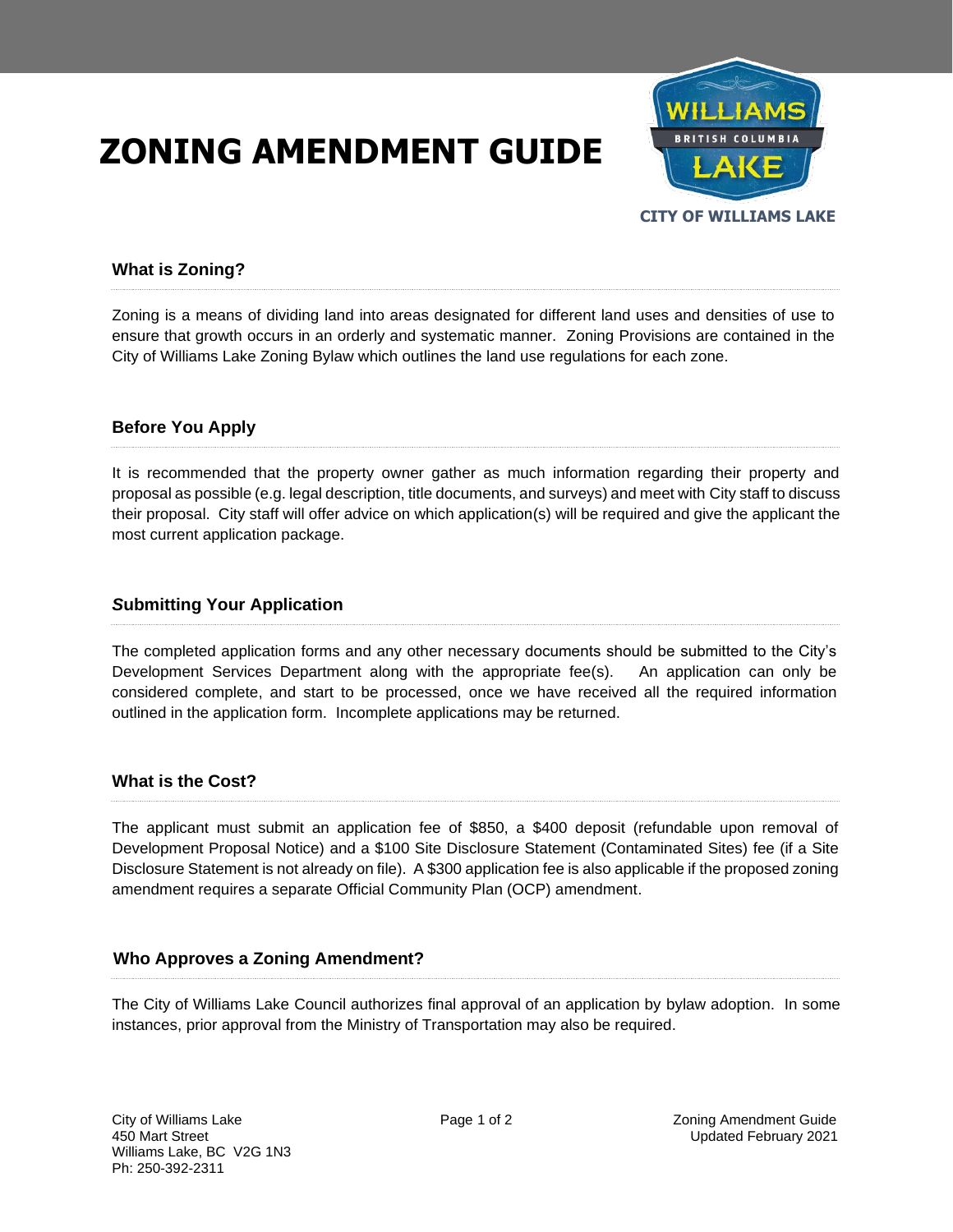# ZONING AMENDMENT GUIDE

CITY OF WILLIAMS LAKE

## What is Zoning?

Zoning is a means of dividing land into areas designated for different land uses and densities of use to ensure that growth occurs in an orderly and systematic manner. Zoning Provisions are contained in the City of Williams Lake Zoning Bylaw which outlines the land use regulations for each zone.

## Before You Apply

It is recommended that the property owner gather as much information regarding their property and proposal as possible (e.g. legal description, title documents, and surveys) and meet with City staff to discuss their proposal. City staff will offer advice on which application(s) will be required and give the applicant the most current application package.

## Submitting Your Application

The completed application forms and any other necessary documents should be submitted to the City's Development Services Department along with the appropriate fee(s). An application can only be considered complete, and start to be processed, once we have received all the required information outlined in the application form. Incomplete applications may be returned.

## What is the Cost?

The applicant must submit an application fee of $850, a $400 deposit (refundable upon removal of Development Proposal Notice) and a $100 Site Disclosure Statement (Contaminated Sites) fee (if a Site Disclosure Statement is not already on file). A $300 application fee is also applicable if the proposed zoning amendment requires a separate Official Community Plan (OCP) amendment.

## Who Approves a Zoning Amendment?

The City of Williams Lake Council authorizes final approval of an application by bylaw adoption. In some instances, prior approval from the Ministry of Transportation may also be required.

City of Williams Lake
450 Mart Street
Williams Lake, BC V2G 1N3
Ph: 250-392-2311

Zoning Amendment Guide
Updated February 2021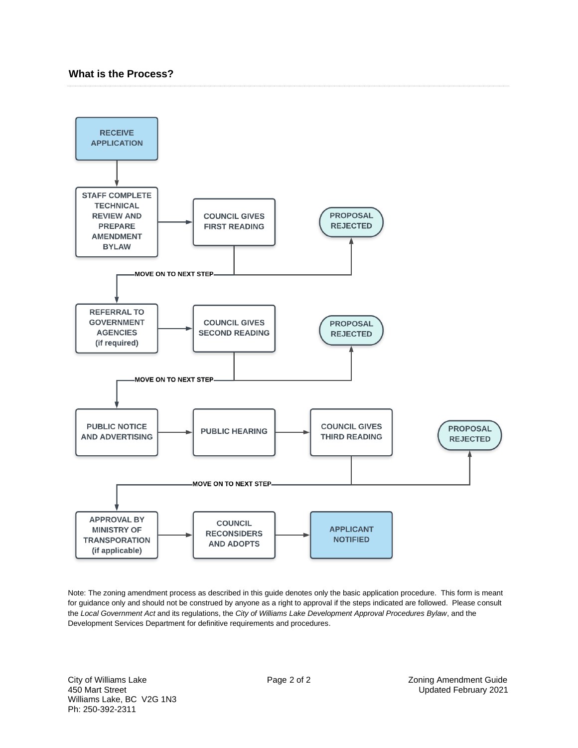## What is the Process?

RECEIVE APPLICATION

STAFF COMPLETE TECHNICAL REVIEW AND PREPARE AMENDMENT BYLAW

COUNCIL GIVES FIRST READING

PROPOSAL REJECTED

MOVE ON TO NEXT STEP

REFERRAL TO GOVERNMENT AGENCIES (if required)

COUNCIL GIVES SECOND READING

PROPOSAL REJECTED

MOVE ON TO NEXT STEP

PUBLIC NOTICE AND ADVERTISING

PUBLIC HEARING

COUNCIL GIVES THIRD READING

PROPOSAL REJECTED

MOVE ON TO NEXT STEP

APPROVAL BY MINISTRY OF TRANSPORATION (if applicable)

COUNCIL RECONSIDERS AND ADOPTS

APPLICANT NOTIFIED

Note: The zoning amendment process as described in this guide denotes only the basic application procedure. This form is meant for guidance only and should not be construed by anyone as a right to approval if the steps indicated are followed. Please consult the *Local Government Act* and its regulations, the *City of Williams Lake Development Approval Procedures Bylaw*, and the Development Services Department for definitive requirements and procedures.

City of Williams Lake
450 Mart Street
Williams Lake, BC V2G 1N3
Ph: 250-392-2311

Zoning Amendment Guide
Updated February 2021